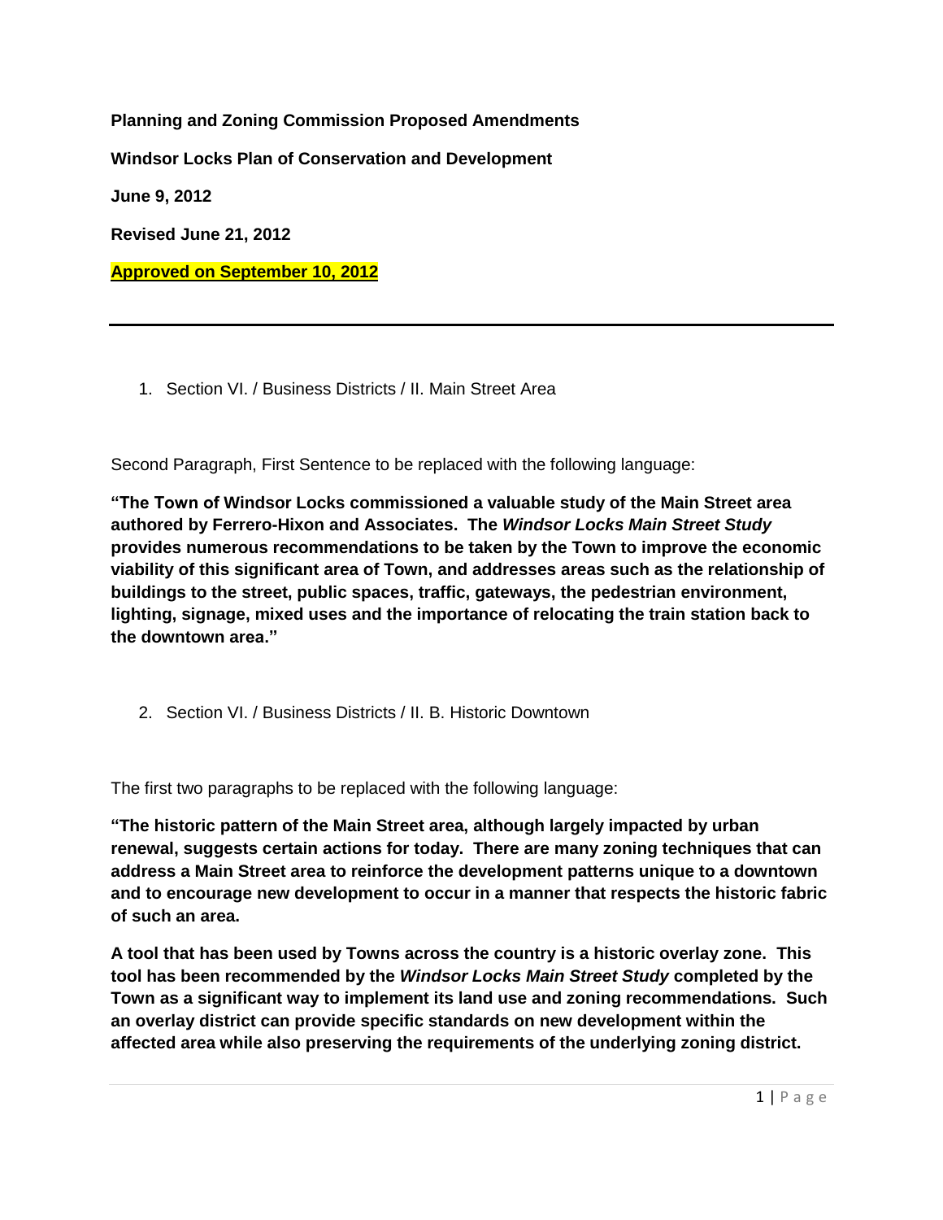**Planning and Zoning Commission Proposed Amendments**

**Windsor Locks Plan of Conservation and Development**

**June 9, 2012**

**Revised June 21, 2012**

**Approved on September 10, 2012**

---

1. Section VI. / Business Districts / II. Main Street Area

Second Paragraph, First Sentence to be replaced with the following language:

**"The Town of Windsor Locks commissioned a valuable study of the Main Street area authored by Ferrero-Hixon and Associates. The *Windsor Locks Main Street Study* provides numerous recommendations to be taken by the Town to improve the economic viability of this significant area of Town, and addresses areas such as the relationship of buildings to the street, public spaces, traffic, gateways, the pedestrian environment, lighting, signage, mixed uses and the importance of relocating the train station back to the downtown area."**

2. Section VI. / Business Districts / II. B. Historic Downtown

The first two paragraphs to be replaced with the following language:

**"The historic pattern of the Main Street area, although largely impacted by urban renewal, suggests certain actions for today. There are many zoning techniques that can address a Main Street area to reinforce the development patterns unique to a downtown and to encourage new development to occur in a manner that respects the historic fabric of such an area.**

**A tool that has been used by Towns across the country is a historic overlay zone. This tool has been recommended by the *Windsor Locks Main Street Study* completed by the Town as a significant way to implement its land use and zoning recommendations. Such an overlay district can provide specific standards on new development within the affected area while also preserving the requirements of the underlying zoning district.**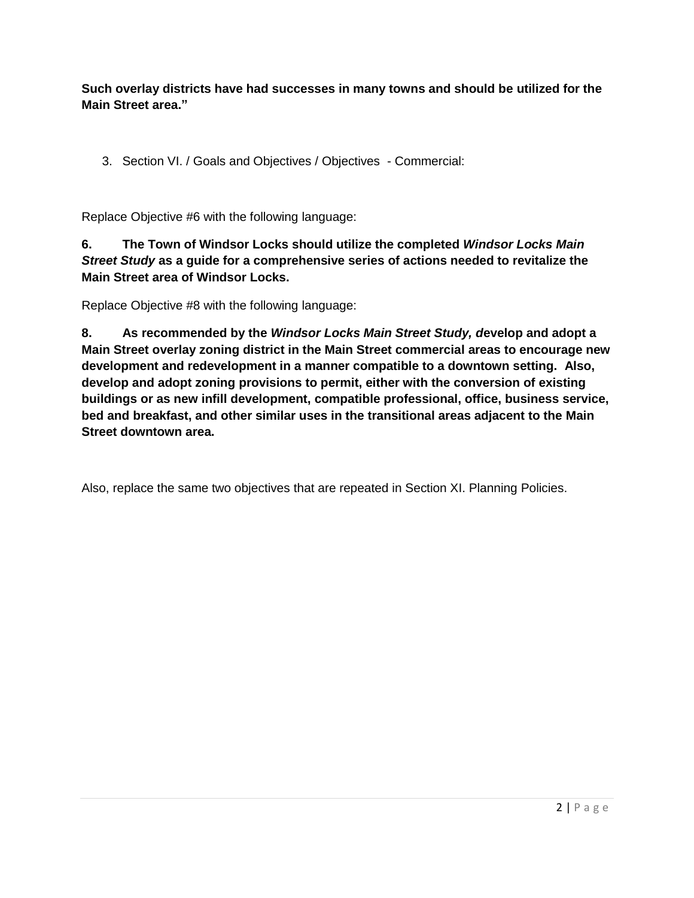**Such overlay districts have had successes in many towns and should be utilized for the Main Street area."**

3. Section VI. / Goals and Objectives / Objectives - Commercial:

Replace Objective #6 with the following language:

**6. The Town of Windsor Locks should utilize the completed *Windsor Locks Main Street Study* as a guide for a comprehensive series of actions needed to revitalize the Main Street area of Windsor Locks.**

Replace Objective #8 with the following language:

**8. As recommended by the *Windsor Locks Main Street Study, d*evelop and adopt a Main Street overlay zoning district in the Main Street commercial areas to encourage new development and redevelopment in a manner compatible to a downtown setting. Also, develop and adopt zoning provisions to permit, either with the conversion of existing buildings or as new infill development, compatible professional, office, business service, bed and breakfast, and other similar uses in the transitional areas adjacent to the Main Street downtown area.**

Also, replace the same two objectives that are repeated in Section XI. Planning Policies.